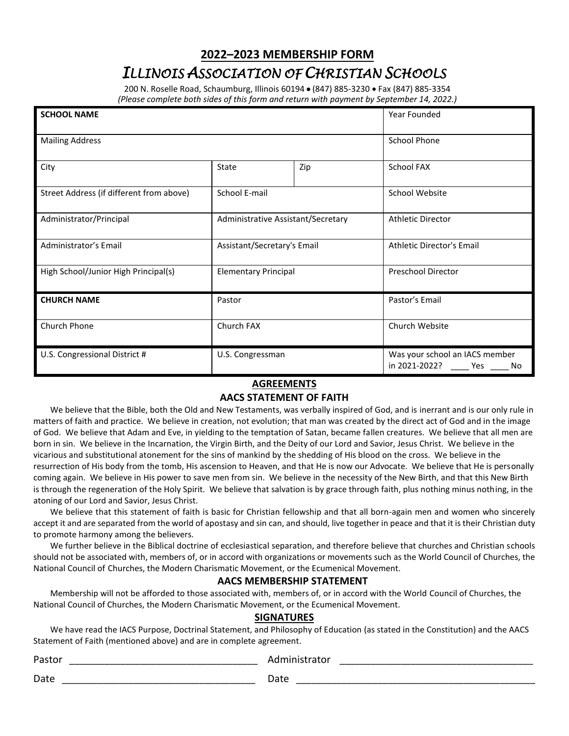## 2022–2023 MEMBERSHIP FORM

# *ILLINOIS ASSOCIATION OF CHRISTIAN SCHOOLS*

200 N. Roselle Road, Schaumburg, Illinois 60194 • (847) 885-3230 • Fax (847) 885-3354

*(Please complete both sides of this form and return with payment by September 14, 2022.)*

| | | | |
|---|---|---|---|
| **SCHOOL NAME** | | | Year Founded |
| Mailing Address | | | School Phone |
| City | State | Zip | School FAX |
| Street Address (if different from above) | School E-mail | | School Website |
| Administrator/Principal | Administrative Assistant/Secretary | | Athletic Director |
| Administrator's Email | Assistant/Secretary's Email | | Athletic Director's Email |
| High School/Junior High Principal(s) | Elementary Principal | | Preschool Director |
| **CHURCH NAME** | Pastor | | Pastor's Email |
| Church Phone | Church FAX | | Church Website |
| U.S. Congressional District # | U.S. Congressman | | Was your school an IACS member in 2021-2022? ____ Yes ____ No |

## AGREEMENTS

### AACS STATEMENT OF FAITH

We believe that the Bible, both the Old and New Testaments, was verbally inspired of God, and is inerrant and is our only rule in matters of faith and practice. We believe in creation, not evolution; that man was created by the direct act of God and in the image of God. We believe that Adam and Eve, in yielding to the temptation of Satan, became fallen creatures. We believe that all men are born in sin. We believe in the Incarnation, the Virgin Birth, and the Deity of our Lord and Savior, Jesus Christ. We believe in the vicarious and substitutional atonement for the sins of mankind by the shedding of His blood on the cross. We believe in the resurrection of His body from the tomb, His ascension to Heaven, and that He is now our Advocate. We believe that He is personally coming again. We believe in His power to save men from sin. We believe in the necessity of the New Birth, and that this New Birth is through the regeneration of the Holy Spirit. We believe that salvation is by grace through faith, plus nothing minus nothing, in the atoning of our Lord and Savior, Jesus Christ.

We believe that this statement of faith is basic for Christian fellowship and that all born-again men and women who sincerely accept it and are separated from the world of apostasy and sin can, and should, live together in peace and that it is their Christian duty to promote harmony among the believers.

We further believe in the Biblical doctrine of ecclesiastical separation, and therefore believe that churches and Christian schools should not be associated with, members of, or in accord with organizations or movements such as the World Council of Churches, the National Council of Churches, the Modern Charismatic Movement, or the Ecumenical Movement.

### AACS MEMBERSHIP STATEMENT

Membership will not be afforded to those associated with, members of, or in accord with the World Council of Churches, the National Council of Churches, the Modern Charismatic Movement, or the Ecumenical Movement.

## SIGNATURES

We have read the IACS Purpose, Doctrinal Statement, and Philosophy of Education (as stated in the Constitution) and the AACS Statement of Faith (mentioned above) and are in complete agreement.

Pastor ___________________________________ Administrator ___________________________________

Date ___________________________________ Date ___________________________________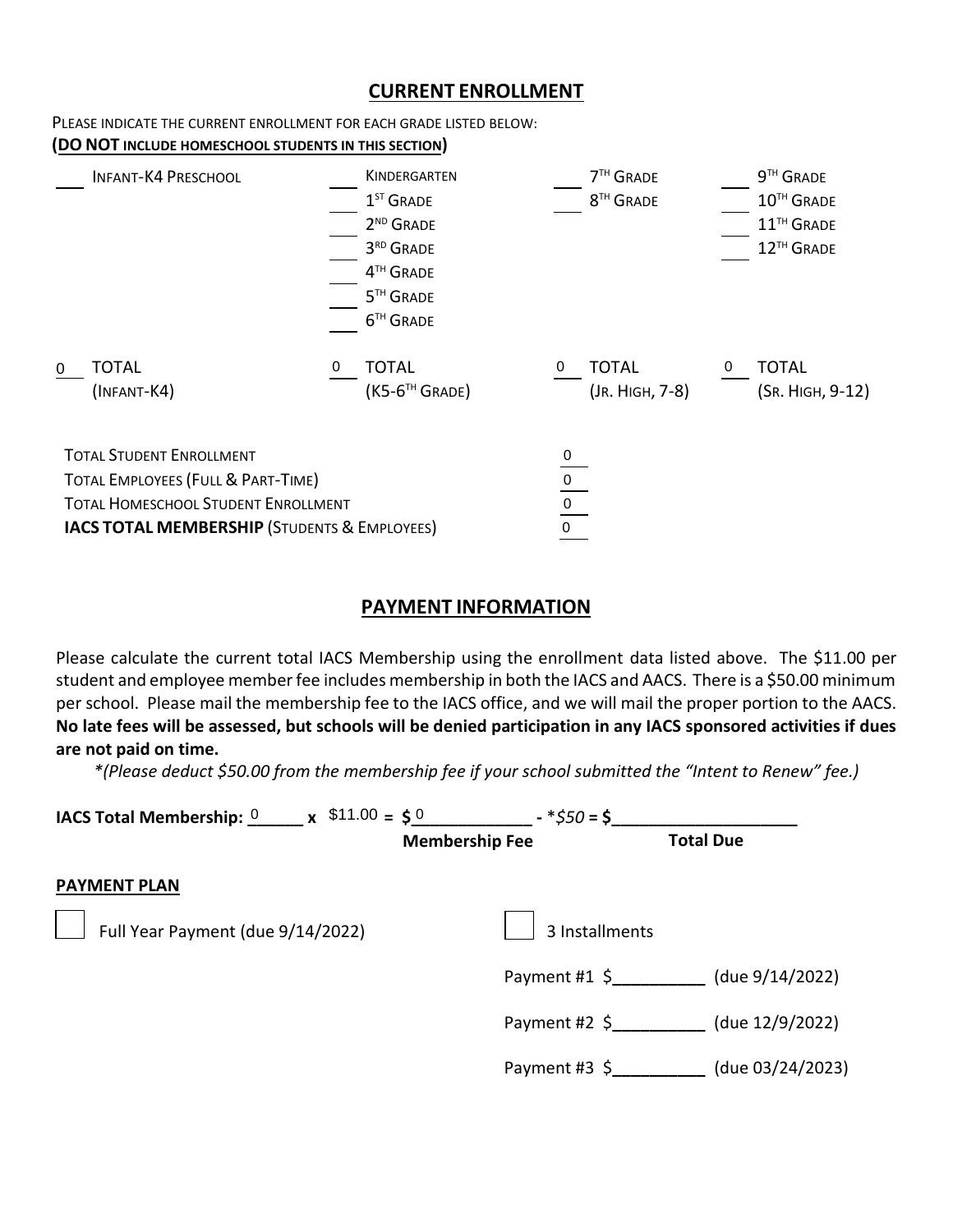## CURRENT ENROLLMENT

PLEASE INDICATE THE CURRENT ENROLLMENT FOR EACH GRADE LISTED BELOW:
**(DO NOT INCLUDE HOMESCHOOL STUDENTS IN THIS SECTION)**

| | | | |
|---|---|---|---|
| ___ INFANT-K4 PRESCHOOL | ___ KINDERGARTEN | ___ 7TH GRADE | ___ 9TH GRADE |
| | ___ 1ST GRADE | ___ 8TH GRADE | ___ 10TH GRADE |
| | ___ 2ND GRADE | | ___ 11TH GRADE |
| | ___ 3RD GRADE | | ___ 12TH GRADE |
| | ___ 4TH GRADE | | |
| | ___ 5TH GRADE | | |
| | ___ 6TH GRADE | | |
| 0 TOTAL (INFANT-K4) | 0 TOTAL (K5-6TH GRADE) | 0 TOTAL (JR. HIGH, 7-8) | 0 TOTAL (SR. HIGH, 9-12) |

| | |
|---|---|
| TOTAL STUDENT ENROLLMENT | 0 |
| TOTAL EMPLOYEES (FULL & PART-TIME) | 0 |
| TOTAL HOMESCHOOL STUDENT ENROLLMENT | 0 |
| **IACS TOTAL MEMBERSHIP** (STUDENTS & EMPLOYEES) | 0 |

## PAYMENT INFORMATION

Please calculate the current total IACS Membership using the enrollment data listed above. The $11.00 per student and employee member fee includes membership in both the IACS and AACS. There is a $50.00 minimum per school. Please mail the membership fee to the IACS office, and we will mail the proper portion to the AACS. **No late fees will be assessed, but schools will be denied participation in any IACS sponsored activities if dues are not paid on time.**

*\*(Please deduct $50.00 from the membership fee if your school submitted the "Intent to Renew" fee.)*

**IACS Total Membership:** 0 **x** $11.00 **= $** 0 (**Membership Fee**) - *$50* **= $**__________ (**Total Due**)

**PAYMENT PLAN**

☐ Full Year Payment (due 9/14/2022)

☐ 3 Installments

Payment #1 $__________ (due 9/14/2022)

Payment #2 $__________ (due 12/9/2022)

Payment #3 $__________ (due 03/24/2023)